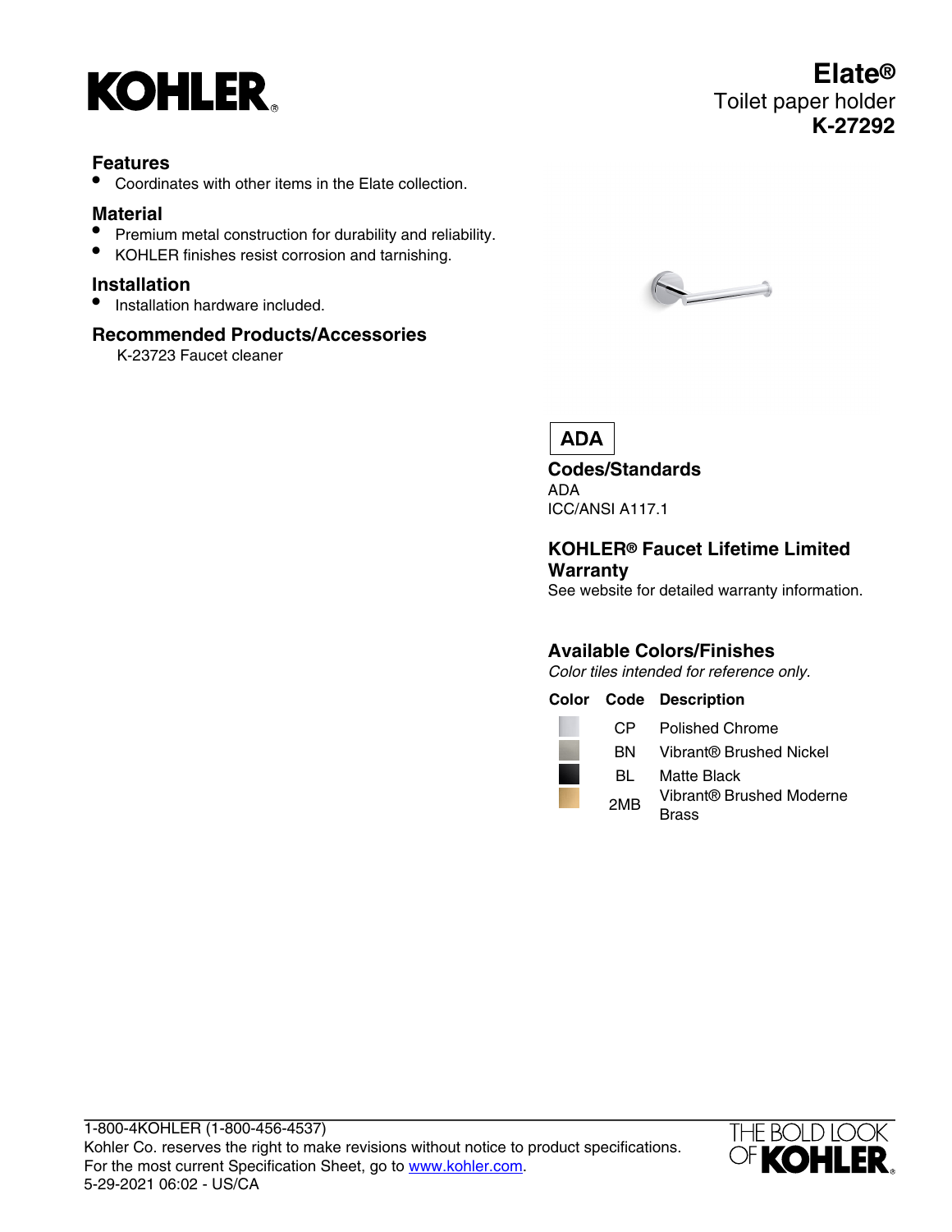# Elate®

Toilet paper holder
**K-27292**

## Features

- Coordinates with other items in the Elate collection.

## Material

- Premium metal construction for durability and reliability.
- KOHLER finishes resist corrosion and tarnishing.

## Installation

- Installation hardware included.

## Recommended Products/Accessories

K-23723 Faucet cleaner

ADA

## Codes/Standards

ADA
ICC/ANSI A117.1

## KOHLER® Faucet Lifetime Limited Warranty

See website for detailed warranty information.

## Available Colors/Finishes

*Color tiles intended for reference only.*

| Color | Code | Description |
| --- | --- | --- |
| | CP | Polished Chrome |
| | BN | Vibrant® Brushed Nickel |
| | BL | Matte Black |
| | 2MB | Vibrant® Brushed Moderne Brass |

1-800-4KOHLER (1-800-456-4537)
Kohler Co. reserves the right to make revisions without notice to product specifications.
For the most current Specification Sheet, go to www.kohler.com.
5-29-2021 06:02 - US/CA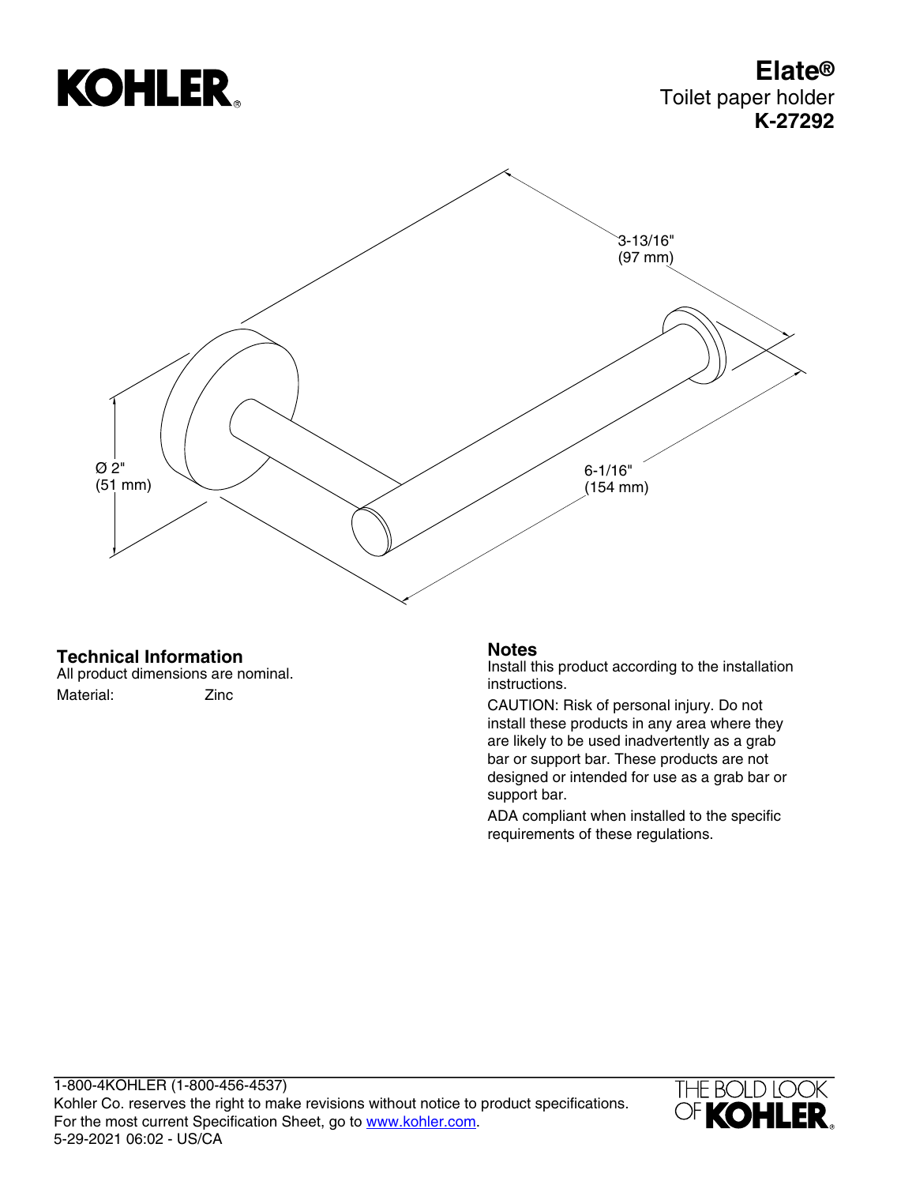# KOHLER

**Elate®**
Toilet paper holder
**K-27292**

3-13/16"
(97 mm)

Ø 2"
(51 mm)

6-1/16"
(154 mm)

## Technical Information

All product dimensions are nominal.

| | |
|---|---|
| Material: | Zinc |

## Notes

Install this product according to the installation instructions.

CAUTION: Risk of personal injury. Do not install these products in any area where they are likely to be used inadvertently as a grab bar or support bar. These products are not designed or intended for use as a grab bar or support bar.

ADA compliant when installed to the specific requirements of these regulations.

1-800-4KOHLER (1-800-456-4537)
Kohler Co. reserves the right to make revisions without notice to product specifications.
For the most current Specification Sheet, go to www.kohler.com.
5-29-2021 06:02 - US/CA

THE BOLD LOOK OF KOHLER